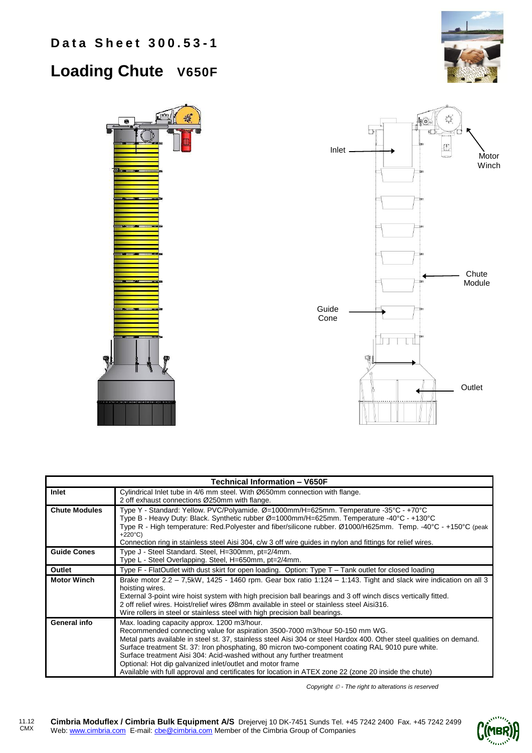# Data Sheet 300.53-1

## Loading Chute V650F

Inlet

Motor Winch

Chute Module

Guide Cone

Outlet

| Technical Information – V650F | |
|---|---|
| **Inlet** | Cylindrical Inlet tube in 4/6 mm steel. With Ø650mm connection with flange.<br>2 off exhaust connections Ø250mm with flange. |
| **Chute Modules** | Type Y - Standard: Yellow. PVC/Polyamide. Ø=1000mm/H=625mm. Temperature -35°C - +70°C<br>Type B - Heavy Duty: Black. Synthetic rubber Ø=1000mm/H=625mm. Temperature -40°C - +130°C<br>Type R - High temperature: Red.Polyester and fiber/silicone rubber. Ø1000/H625mm. Temp. -40°C - +150°C (peak +220°C)<br>Connection ring in stainless steel Aisi 304, c/w 3 off wire guides in nylon and fittings for relief wires. |
| **Guide Cones** | Type J - Steel Standard. Steel, H=300mm, pt=2/4mm.<br>Type L - Steel Overlapping. Steel, H=650mm, pt=2/4mm. |
| **Outlet** | Type F - FlatOutlet with dust skirt for open loading. Option: Type T – Tank outlet for closed loading |
| **Motor Winch** | Brake motor 2.2 – 7,5kW, 1425 - 1460 rpm. Gear box ratio 1:124 – 1:143. Tight and slack wire indication on all 3 hoisting wires.<br>External 3-point wire hoist system with high precision ball bearings and 3 off winch discs vertically fitted.<br>2 off relief wires. Hoist/relief wires Ø8mm available in steel or stainless steel Aisi316.<br>Wire rollers in steel or stainless steel with high precision ball bearings. |
| **General info** | Max. loading capacity approx. 1200 m3/hour.<br>Recommended connecting value for aspiration 3500-7000 m3/hour 50-150 mm WG.<br>Metal parts available in steel st. 37, stainless steel Aisi 304 or steel Hardox 400. Other steel qualities on demand.<br>Surface treatment St. 37: Iron phosphating, 80 micron two-component coating RAL 9010 pure white.<br>Surface treatment Aisi 304: Acid-washed without any further treatment<br>Optional: Hot dip galvanized inlet/outlet and motor frame<br>Available with full approval and certificates for location in ATEX zone 22 (zone 20 inside the chute) |

*Copyright © - The right to alterations is reserved*

11.12
CMX

**Cimbria Moduflex / Cimbria Bulk Equipment A/S** Drejervej 10 DK-7451 Sunds Tel. +45 7242 2400 Fax. +45 7242 2499
Web: www.cimbria.com E-mail: cbe@cimbria.com Member of the Cimbria Group of Companies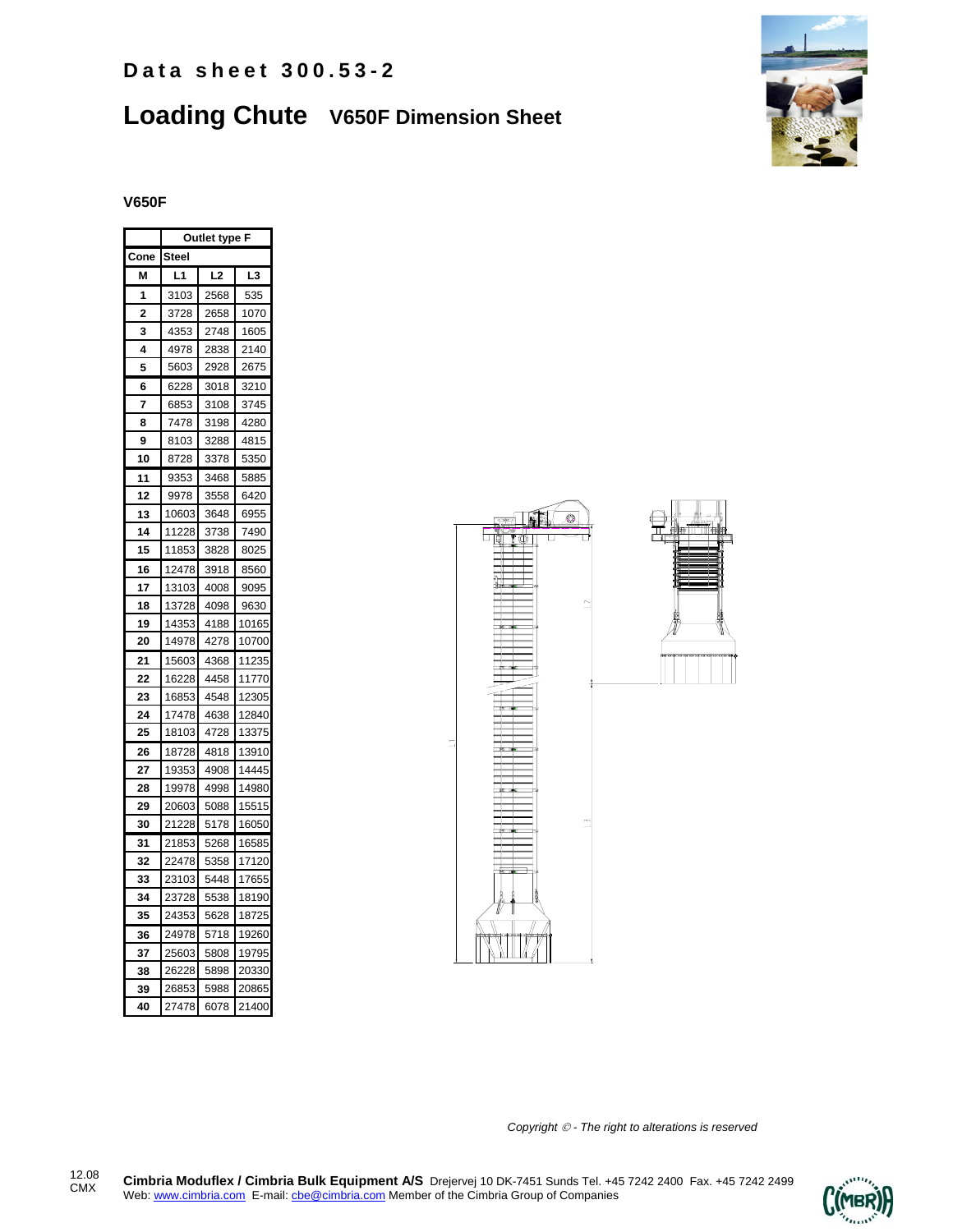# Data sheet 300.53-2

## Loading Chute V650F Dimension Sheet

**V650F**

| | Outlet type F | | |
|---|---|---|---|
| Cone | Steel | | |
| M | L1 | L2 | L3 |
| 1 | 3103 | 2568 | 535 |
| 2 | 3728 | 2658 | 1070 |
| 3 | 4353 | 2748 | 1605 |
| 4 | 4978 | 2838 | 2140 |
| 5 | 5603 | 2928 | 2675 |
| 6 | 6228 | 3018 | 3210 |
| 7 | 6853 | 3108 | 3745 |
| 8 | 7478 | 3198 | 4280 |
| 9 | 8103 | 3288 | 4815 |
| 10 | 8728 | 3378 | 5350 |
| 11 | 9353 | 3468 | 5885 |
| 12 | 9978 | 3558 | 6420 |
| 13 | 10603 | 3648 | 6955 |
| 14 | 11228 | 3738 | 7490 |
| 15 | 11853 | 3828 | 8025 |
| 16 | 12478 | 3918 | 8560 |
| 17 | 13103 | 4008 | 9095 |
| 18 | 13728 | 4098 | 9630 |
| 19 | 14353 | 4188 | 10165 |
| 20 | 14978 | 4278 | 10700 |
| 21 | 15603 | 4368 | 11235 |
| 22 | 16228 | 4458 | 11770 |
| 23 | 16853 | 4548 | 12305 |
| 24 | 17478 | 4638 | 12840 |
| 25 | 18103 | 4728 | 13375 |
| 26 | 18728 | 4818 | 13910 |
| 27 | 19353 | 4908 | 14445 |
| 28 | 19978 | 4998 | 14980 |
| 29 | 20603 | 5088 | 15515 |
| 30 | 21228 | 5178 | 16050 |
| 31 | 21853 | 5268 | 16585 |
| 32 | 22478 | 5358 | 17120 |
| 33 | 23103 | 5448 | 17655 |
| 34 | 23728 | 5538 | 18190 |
| 35 | 24353 | 5628 | 18725 |
| 36 | 24978 | 5718 | 19260 |
| 37 | 25603 | 5808 | 19795 |
| 38 | 26228 | 5898 | 20330 |
| 39 | 26853 | 5988 | 20865 |
| 40 | 27478 | 6078 | 21400 |

L1

L2

L3

*Copyright © - The right to alterations is reserved*

12.08
CMX

**Cimbria Moduflex / Cimbria Bulk Equipment A/S** Drejervej 10 DK-7451 Sunds Tel. +45 7242 2400 Fax. +45 7242 2499
Web: www.cimbria.com E-mail: cbe@cimbria.com Member of the Cimbria Group of Companies